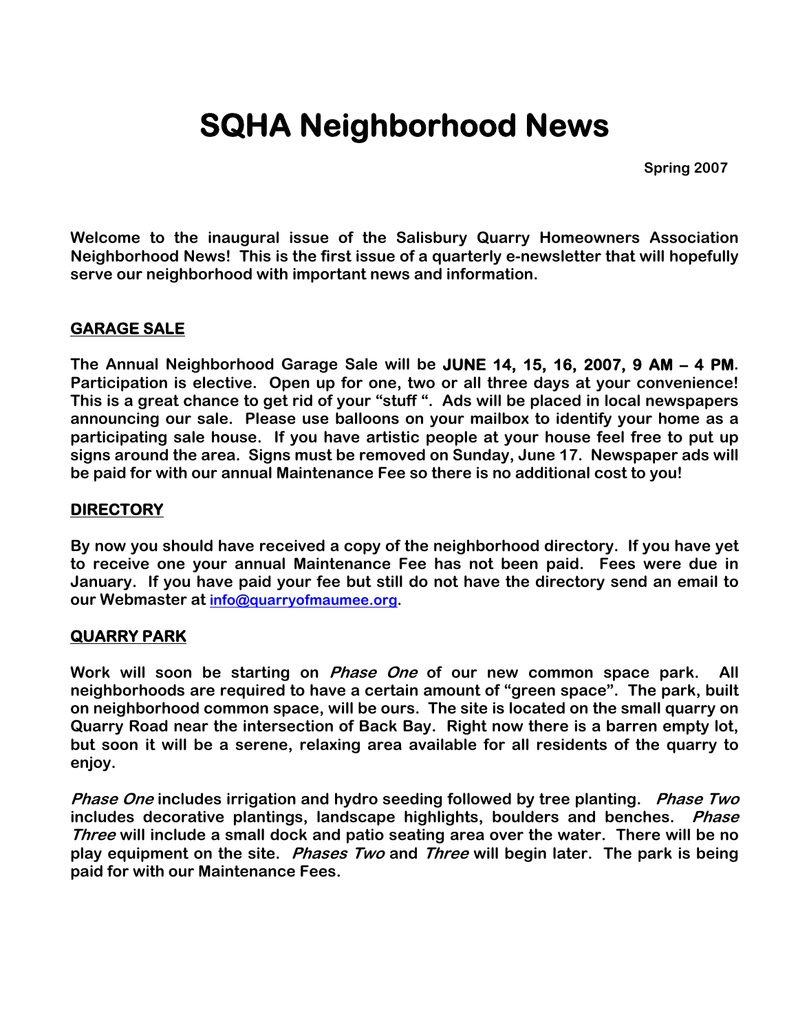# SQHA Neighborhood News

**Spring 2007**

**Welcome to the inaugural issue of the Salisbury Quarry Homeowners Association Neighborhood News! This is the first issue of a quarterly e-newsletter that will hopefully serve our neighborhood with important news and information.**

## GARAGE SALE

**The Annual Neighborhood Garage Sale will be JUNE 14, 15, 16, 2007, 9 AM – 4 PM. Participation is elective. Open up for one, two or all three days at your convenience! This is a great chance to get rid of your "stuff ". Ads will be placed in local newspapers announcing our sale. Please use balloons on your mailbox to identify your home as a participating sale house. If you have artistic people at your house feel free to put up signs around the area. Signs must be removed on Sunday, June 17. Newspaper ads will be paid for with our annual Maintenance Fee so there is no additional cost to you!**

## DIRECTORY

**By now you should have received a copy of the neighborhood directory. If you have yet to receive one your annual Maintenance Fee has not been paid. Fees were due in January. If you have paid your fee but still do not have the directory send an email to our Webmaster at info@quarryofmaumee.org.**

## QUARRY PARK

**Work will soon be starting on *Phase One* of our new common space park. All neighborhoods are required to have a certain amount of "green space". The park, built on neighborhood common space, will be ours. The site is located on the small quarry on Quarry Road near the intersection of Back Bay. Right now there is a barren empty lot, but soon it will be a serene, relaxing area available for all residents of the quarry to enjoy.**

***Phase One* includes irrigation and hydro seeding followed by tree planting. *Phase Two* includes decorative plantings, landscape highlights, boulders and benches. *Phase Three* will include a small dock and patio seating area over the water. There will be no play equipment on the site. *Phases Two* and *Three* will begin later. The park is being paid for with our Maintenance Fees.**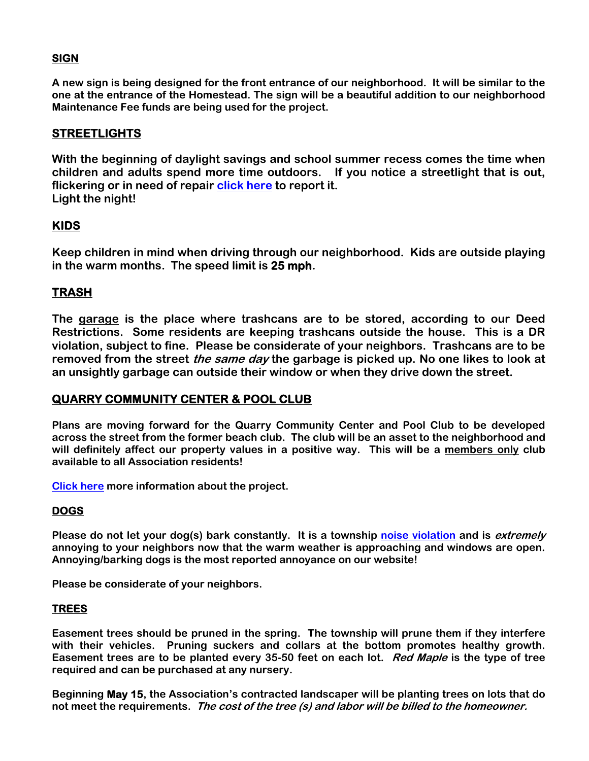## SIGN

A new sign is being designed for the front entrance of our neighborhood. It will be similar to the one at the entrance of the Homestead. The sign will be a beautiful addition to our neighborhood Maintenance Fee funds are being used for the project.

## STREETLIGHTS

With the beginning of daylight savings and school summer recess comes the time when children and adults spend more time outdoors. If you notice a streetlight that is out, flickering or in need of repair click here to report it.
Light the night!

## KIDS

Keep children in mind when driving through our neighborhood. Kids are outside playing in the warm months. The speed limit is **25 mph**.

## TRASH

The garage is the place where trashcans are to be stored, according to our Deed Restrictions. Some residents are keeping trashcans outside the house. This is a DR violation, subject to fine. Please be considerate of your neighbors. Trashcans are to be removed from the street *the same day* the garbage is picked up. No one likes to look at an unsightly garbage can outside their window or when they drive down the street.

## QUARRY COMMUNITY CENTER & POOL CLUB

Plans are moving forward for the Quarry Community Center and Pool Club to be developed across the street from the former beach club. The club will be an asset to the neighborhood and will definitely affect our property values in a positive way. This will be a members only club available to all Association residents!

Click here more information about the project.

## DOGS

Please do not let your dog(s) bark constantly. It is a township noise violation and is *extremely* annoying to your neighbors now that the warm weather is approaching and windows are open. Annoying/barking dogs is the most reported annoyance on our website!

Please be considerate of your neighbors.

## TREES

Easement trees should be pruned in the spring. The township will prune them if they interfere with their vehicles. Pruning suckers and collars at the bottom promotes healthy growth. Easement trees are to be planted every 35-50 feet on each lot. *Red Maple* is the type of tree required and can be purchased at any nursery.

Beginning **May 15**, the Association's contracted landscaper will be planting trees on lots that do not meet the requirements. *The cost of the tree (s) and labor will be billed to the homeowner.*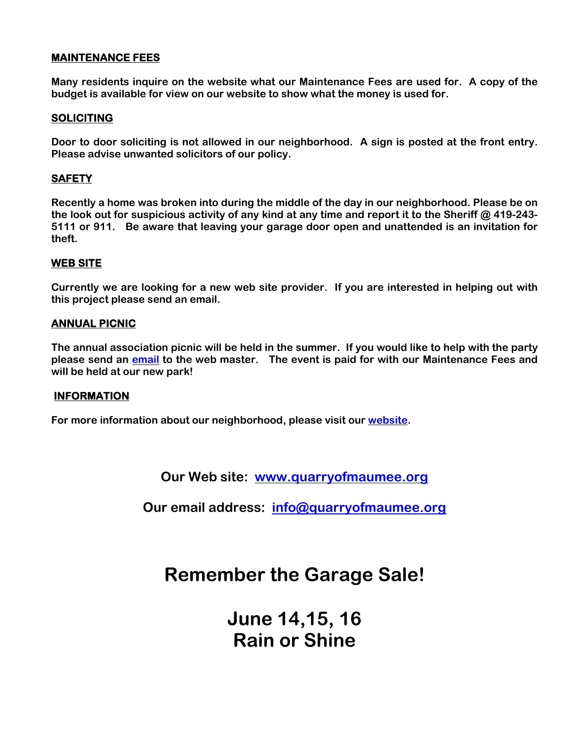**MAINTENANCE FEES**

**Many residents inquire on the website what our Maintenance Fees are used for. A copy of the budget is available for view on our website to show what the money is used for.**

**SOLICITING**

**Door to door soliciting is not allowed in our neighborhood. A sign is posted at the front entry. Please advise unwanted solicitors of our policy.**

**SAFETY**

**Recently a home was broken into during the middle of the day in our neighborhood. Please be on the look out for suspicious activity of any kind at any time and report it to the Sheriff @ 419-243-5111 or 911. Be aware that leaving your garage door open and unattended is an invitation for theft.**

**WEB SITE**

**Currently we are looking for a new web site provider. If you are interested in helping out with this project please send an email.**

**ANNUAL PICNIC**

**The annual association picnic will be held in the summer. If you would like to help with the party please send an email to the web master. The event is paid for with our Maintenance Fees and will be held at our new park!**

**INFORMATION**

**For more information about our neighborhood, please visit our website.**

**Our Web site: www.quarryofmaumee.org**

**Our email address: info@quarryofmaumee.org**

# Remember the Garage Sale!

# June 14,15, 16
# Rain or Shine